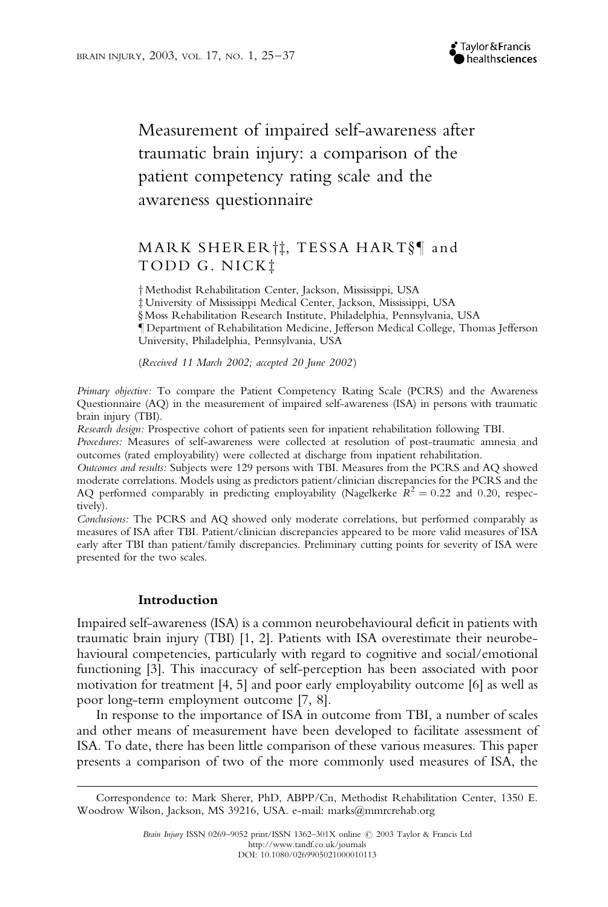# Measurement of impaired self-awareness after traumatic brain injury: a comparison of the patient competency rating scale and the awareness questionnaire

MARK SHERER†‡, TESSA HART§¶ and TODD G. NICK‡

† Methodist Rehabilitation Center, Jackson, Mississippi, USA
‡ University of Mississippi Medical Center, Jackson, Mississippi, USA
§ Moss Rehabilitation Research Institute, Philadelphia, Pennsylvania, USA
¶ Department of Rehabilitation Medicine, Jefferson Medical College, Thomas Jefferson University, Philadelphia, Pennsylvania, USA

*(Received 11 March 2002; accepted 20 June 2002)*

*Primary objective:* To compare the Patient Competency Rating Scale (PCRS) and the Awareness Questionnaire (AQ) in the measurement of impaired self-awareness (ISA) in persons with traumatic brain injury (TBI).

*Research design:* Prospective cohort of patients seen for inpatient rehabilitation following TBI.

*Procedures:* Measures of self-awareness were collected at resolution of post-traumatic amnesia and outcomes (rated employability) were collected at discharge from inpatient rehabilitation.

*Outcomes and results:* Subjects were 129 persons with TBI. Measures from the PCRS and AQ showed moderate correlations. Models using as predictors patient/clinician discrepancies for the PCRS and the AQ performed comparably in predicting employability (Nagelkerke $R^2 = 0.22$ and 0.20, respectively).

*Conclusions:* The PCRS and AQ showed only moderate correlations, but performed comparably as measures of ISA after TBI. Patient/clinician discrepancies appeared to be more valid measures of ISA early after TBI than patient/family discrepancies. Preliminary cutting points for severity of ISA were presented for the two scales.

## Introduction

Impaired self-awareness (ISA) is a common neurobehavioural deficit in patients with traumatic brain injury (TBI) [1, 2]. Patients with ISA overestimate their neurobehavioural competencies, particularly with regard to cognitive and social/emotional functioning [3]. This inaccuracy of self-perception has been associated with poor motivation for treatment [4, 5] and poor early employability outcome [6] as well as poor long-term employment outcome [7, 8].

In response to the importance of ISA in outcome from TBI, a number of scales and other means of measurement have been developed to facilitate assessment of ISA. To date, there has been little comparison of these various measures. This paper presents a comparison of two of the more commonly used measures of ISA, the

Correspondence to: Mark Sherer, PhD, ABPP/Cn, Methodist Rehabilitation Center, 1350 E. Woodrow Wilson, Jackson, MS 39216, USA. e-mail: marks@mmrcrehab.org

Brain Injury ISSN 0269–9052 print/ISSN 1362–301X online © 2003 Taylor & Francis Ltd
http://www.tandf.co.uk/journals
DOI: 10.1080/0269905021000010113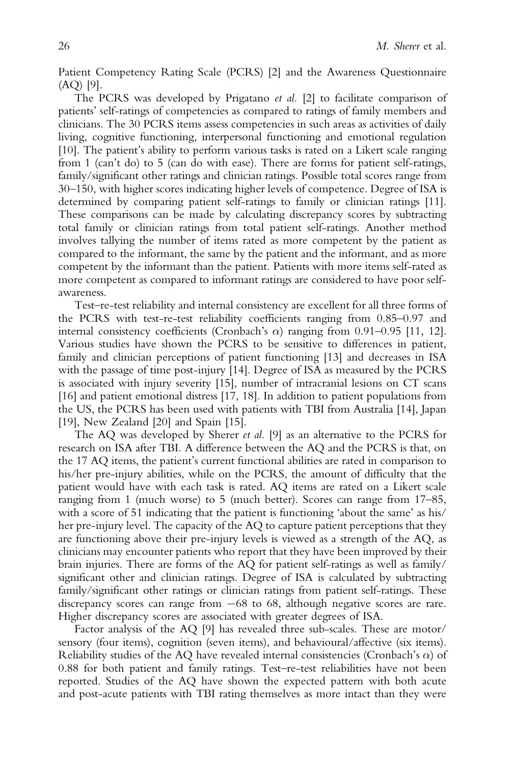Patient Competency Rating Scale (PCRS) [2] and the Awareness Questionnaire (AQ) [9].

The PCRS was developed by Prigatano *et al.* [2] to facilitate comparison of patients' self-ratings of competencies as compared to ratings of family members and clinicians. The 30 PCRS items assess competencies in such areas as activities of daily living, cognitive functioning, interpersonal functioning and emotional regulation [10]. The patient's ability to perform various tasks is rated on a Likert scale ranging from 1 (can't do) to 5 (can do with ease). There are forms for patient self-ratings, family/significant other ratings and clinician ratings. Possible total scores range from 30–150, with higher scores indicating higher levels of competence. Degree of ISA is determined by comparing patient self-ratings to family or clinician ratings [11]. These comparisons can be made by calculating discrepancy scores by subtracting total family or clinician ratings from total patient self-ratings. Another method involves tallying the number of items rated as more competent by the patient as compared to the informant, the same by the patient and the informant, and as more competent by the informant than the patient. Patients with more items self-rated as more competent as compared to informant ratings are considered to have poor self-awareness.

Test–re-test reliability and internal consistency are excellent for all three forms of the PCRS with test-re-test reliability coefficients ranging from 0.85–0.97 and internal consistency coefficients (Cronbach's $\alpha$) ranging from 0.91–0.95 [11, 12]. Various studies have shown the PCRS to be sensitive to differences in patient, family and clinician perceptions of patient functioning [13] and decreases in ISA with the passage of time post-injury [14]. Degree of ISA as measured by the PCRS is associated with injury severity [15], number of intracranial lesions on CT scans [16] and patient emotional distress [17, 18]. In addition to patient populations from the US, the PCRS has been used with patients with TBI from Australia [14], Japan [19], New Zealand [20] and Spain [15].

The AQ was developed by Sherer *et al.* [9] as an alternative to the PCRS for research on ISA after TBI. A difference between the AQ and the PCRS is that, on the 17 AQ items, the patient's current functional abilities are rated in comparison to his/her pre-injury abilities, while on the PCRS, the amount of difficulty that the patient would have with each task is rated. AQ items are rated on a Likert scale ranging from 1 (much worse) to 5 (much better). Scores can range from 17–85, with a score of 51 indicating that the patient is functioning 'about the same' as his/her pre-injury level. The capacity of the AQ to capture patient perceptions that they are functioning above their pre-injury levels is viewed as a strength of the AQ, as clinicians may encounter patients who report that they have been improved by their brain injuries. There are forms of the AQ for patient self-ratings as well as family/significant other and clinician ratings. Degree of ISA is calculated by subtracting family/significant other ratings or clinician ratings from patient self-ratings. These discrepancy scores can range from −68 to 68, although negative scores are rare. Higher discrepancy scores are associated with greater degrees of ISA.

Factor analysis of the AQ [9] has revealed three sub-scales. These are motor/sensory (four items), cognition (seven items), and behavioural/affective (six items). Reliability studies of the AQ have revealed internal consistencies (Cronbach's $\alpha$) of 0.88 for both patient and family ratings. Test–re-test reliabilities have not been reported. Studies of the AQ have shown the expected pattern with both acute and post-acute patients with TBI rating themselves as more intact than they were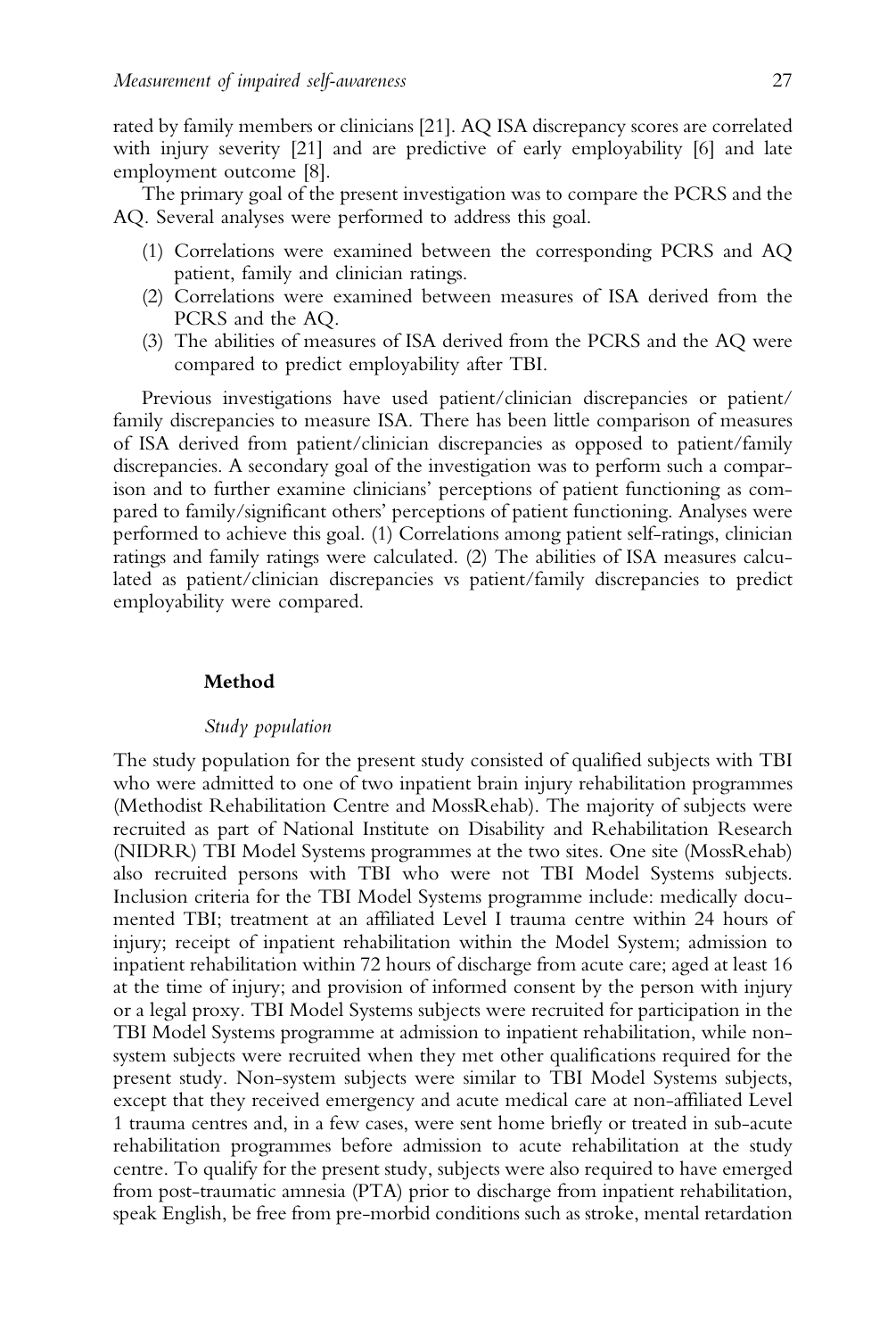rated by family members or clinicians [21]. AQ ISA discrepancy scores are correlated with injury severity [21] and are predictive of early employability [6] and late employment outcome [8].

The primary goal of the present investigation was to compare the PCRS and the AQ. Several analyses were performed to address this goal.

(1) Correlations were examined between the corresponding PCRS and AQ patient, family and clinician ratings.
(2) Correlations were examined between measures of ISA derived from the PCRS and the AQ.
(3) The abilities of measures of ISA derived from the PCRS and the AQ were compared to predict employability after TBI.

Previous investigations have used patient/clinician discrepancies or patient/family discrepancies to measure ISA. There has been little comparison of measures of ISA derived from patient/clinician discrepancies as opposed to patient/family discrepancies. A secondary goal of the investigation was to perform such a comparison and to further examine clinicians' perceptions of patient functioning as compared to family/significant others' perceptions of patient functioning. Analyses were performed to achieve this goal. (1) Correlations among patient self-ratings, clinician ratings and family ratings were calculated. (2) The abilities of ISA measures calculated as patient/clinician discrepancies vs patient/family discrepancies to predict employability were compared.

## Method

### *Study population*

The study population for the present study consisted of qualified subjects with TBI who were admitted to one of two inpatient brain injury rehabilitation programmes (Methodist Rehabilitation Centre and MossRehab). The majority of subjects were recruited as part of National Institute on Disability and Rehabilitation Research (NIDRR) TBI Model Systems programmes at the two sites. One site (MossRehab) also recruited persons with TBI who were not TBI Model Systems subjects. Inclusion criteria for the TBI Model Systems programme include: medically documented TBI; treatment at an affiliated Level I trauma centre within 24 hours of injury; receipt of inpatient rehabilitation within the Model System; admission to inpatient rehabilitation within 72 hours of discharge from acute care; aged at least 16 at the time of injury; and provision of informed consent by the person with injury or a legal proxy. TBI Model Systems subjects were recruited for participation in the TBI Model Systems programme at admission to inpatient rehabilitation, while non-system subjects were recruited when they met other qualifications required for the present study. Non-system subjects were similar to TBI Model Systems subjects, except that they received emergency and acute medical care at non-affiliated Level 1 trauma centres and, in a few cases, were sent home briefly or treated in sub-acute rehabilitation programmes before admission to acute rehabilitation at the study centre. To qualify for the present study, subjects were also required to have emerged from post-traumatic amnesia (PTA) prior to discharge from inpatient rehabilitation, speak English, be free from pre-morbid conditions such as stroke, mental retardation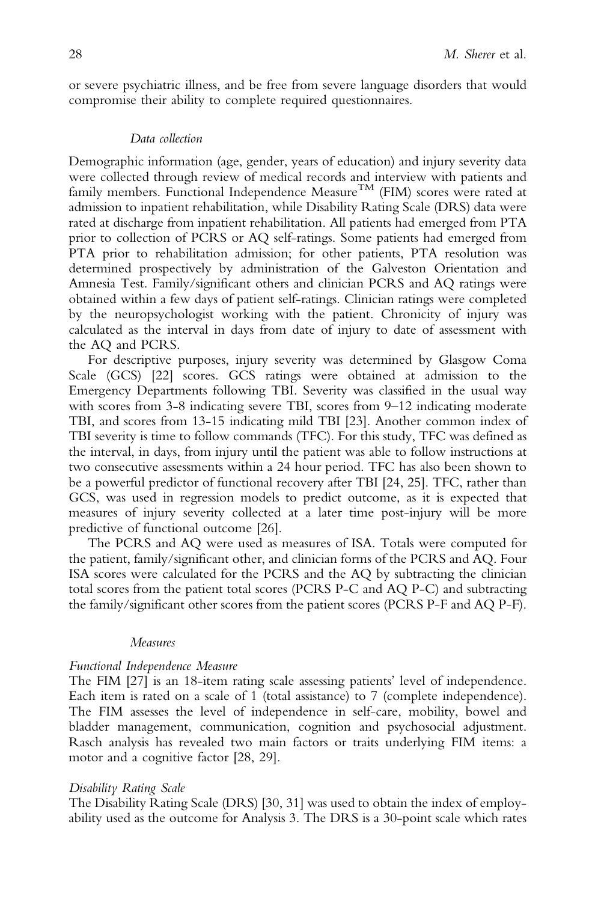or severe psychiatric illness, and be free from severe language disorders that would compromise their ability to complete required questionnaires.

### *Data collection*

Demographic information (age, gender, years of education) and injury severity data were collected through review of medical records and interview with patients and family members. Functional Independence Measure$^{TM}$ (FIM) scores were rated at admission to inpatient rehabilitation, while Disability Rating Scale (DRS) data were rated at discharge from inpatient rehabilitation. All patients had emerged from PTA prior to collection of PCRS or AQ self-ratings. Some patients had emerged from PTA prior to rehabilitation admission; for other patients, PTA resolution was determined prospectively by administration of the Galveston Orientation and Amnesia Test. Family/significant others and clinician PCRS and AQ ratings were obtained within a few days of patient self-ratings. Clinician ratings were completed by the neuropsychologist working with the patient. Chronicity of injury was calculated as the interval in days from date of injury to date of assessment with the AQ and PCRS.

For descriptive purposes, injury severity was determined by Glasgow Coma Scale (GCS) [22] scores. GCS ratings were obtained at admission to the Emergency Departments following TBI. Severity was classified in the usual way with scores from 3-8 indicating severe TBI, scores from 9–12 indicating moderate TBI, and scores from 13-15 indicating mild TBI [23]. Another common index of TBI severity is time to follow commands (TFC). For this study, TFC was defined as the interval, in days, from injury until the patient was able to follow instructions at two consecutive assessments within a 24 hour period. TFC has also been shown to be a powerful predictor of functional recovery after TBI [24, 25]. TFC, rather than GCS, was used in regression models to predict outcome, as it is expected that measures of injury severity collected at a later time post-injury will be more predictive of functional outcome [26].

The PCRS and AQ were used as measures of ISA. Totals were computed for the patient, family/significant other, and clinician forms of the PCRS and AQ. Four ISA scores were calculated for the PCRS and the AQ by subtracting the clinician total scores from the patient total scores (PCRS P-C and AQ P-C) and subtracting the family/significant other scores from the patient scores (PCRS P-F and AQ P-F).

### *Measures*

#### *Functional Independence Measure*

The FIM [27] is an 18-item rating scale assessing patients' level of independence. Each item is rated on a scale of 1 (total assistance) to 7 (complete independence). The FIM assesses the level of independence in self-care, mobility, bowel and bladder management, communication, cognition and psychosocial adjustment. Rasch analysis has revealed two main factors or traits underlying FIM items: a motor and a cognitive factor [28, 29].

#### *Disability Rating Scale*

The Disability Rating Scale (DRS) [30, 31] was used to obtain the index of employability used as the outcome for Analysis 3. The DRS is a 30-point scale which rates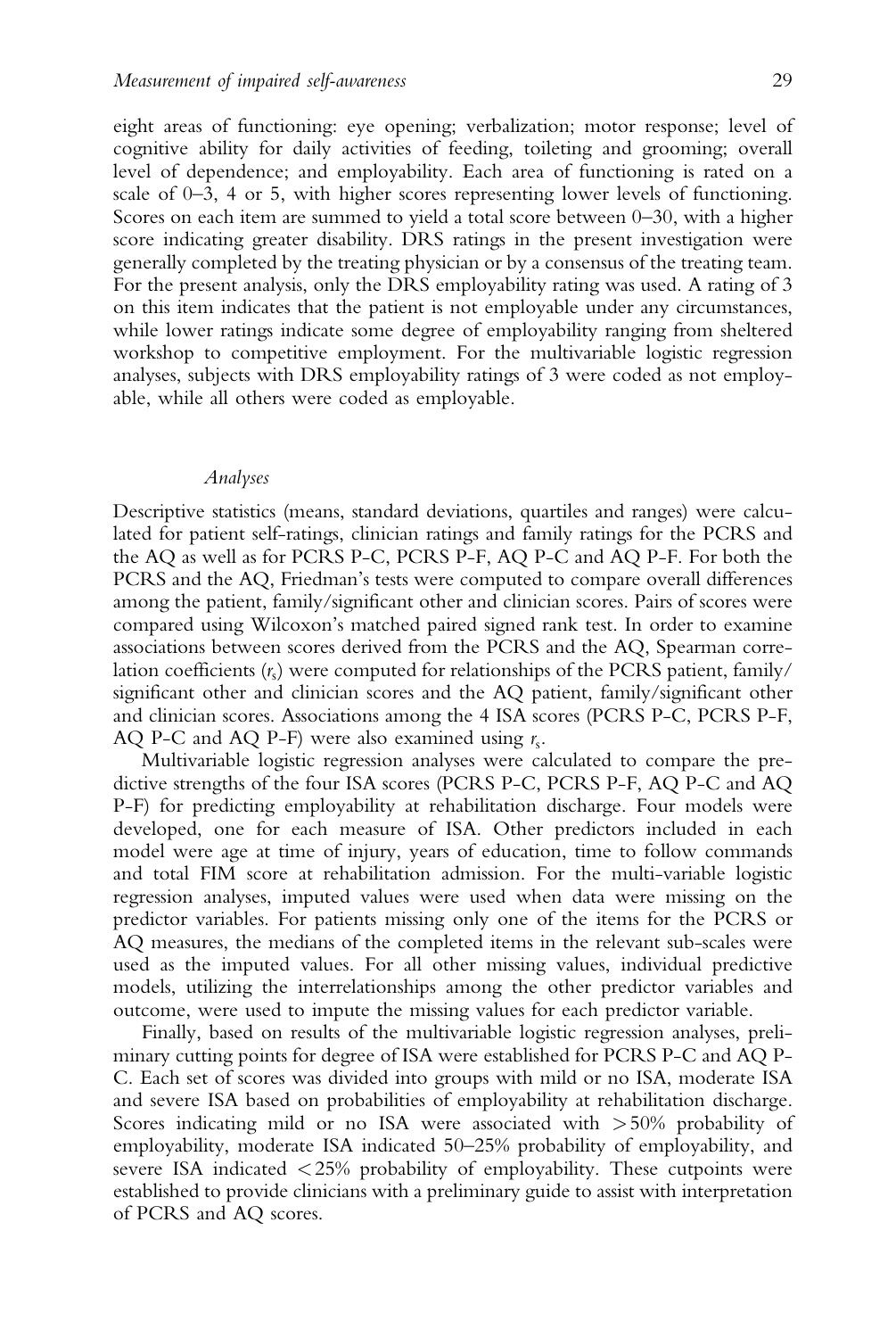eight areas of functioning: eye opening; verbalization; motor response; level of cognitive ability for daily activities of feeding, toileting and grooming; overall level of dependence; and employability. Each area of functioning is rated on a scale of 0–3, 4 or 5, with higher scores representing lower levels of functioning. Scores on each item are summed to yield a total score between 0–30, with a higher score indicating greater disability. DRS ratings in the present investigation were generally completed by the treating physician or by a consensus of the treating team. For the present analysis, only the DRS employability rating was used. A rating of 3 on this item indicates that the patient is not employable under any circumstances, while lower ratings indicate some degree of employability ranging from sheltered workshop to competitive employment. For the multivariable logistic regression analyses, subjects with DRS employability ratings of 3 were coded as not employable, while all others were coded as employable.

### *Analyses*

Descriptive statistics (means, standard deviations, quartiles and ranges) were calculated for patient self-ratings, clinician ratings and family ratings for the PCRS and the AQ as well as for PCRS P-C, PCRS P-F, AQ P-C and AQ P-F. For both the PCRS and the AQ, Friedman's tests were computed to compare overall differences among the patient, family/significant other and clinician scores. Pairs of scores were compared using Wilcoxon's matched paired signed rank test. In order to examine associations between scores derived from the PCRS and the AQ, Spearman correlation coefficients ($r_s$) were computed for relationships of the PCRS patient, family/significant other and clinician scores and the AQ patient, family/significant other and clinician scores. Associations among the 4 ISA scores (PCRS P-C, PCRS P-F, AQ P-C and AQ P-F) were also examined using $r_s$.

Multivariable logistic regression analyses were calculated to compare the predictive strengths of the four ISA scores (PCRS P-C, PCRS P-F, AQ P-C and AQ P-F) for predicting employability at rehabilitation discharge. Four models were developed, one for each measure of ISA. Other predictors included in each model were age at time of injury, years of education, time to follow commands and total FIM score at rehabilitation admission. For the multi-variable logistic regression analyses, imputed values were used when data were missing on the predictor variables. For patients missing only one of the items for the PCRS or AQ measures, the medians of the completed items in the relevant sub-scales were used as the imputed values. For all other missing values, individual predictive models, utilizing the interrelationships among the other predictor variables and outcome, were used to impute the missing values for each predictor variable.

Finally, based on results of the multivariable logistic regression analyses, preliminary cutting points for degree of ISA were established for PCRS P-C and AQ P-C. Each set of scores was divided into groups with mild or no ISA, moderate ISA and severe ISA based on probabilities of employability at rehabilitation discharge. Scores indicating mild or no ISA were associated with $>50\%$ probability of employability, moderate ISA indicated 50–25% probability of employability, and severe ISA indicated $<25\%$ probability of employability. These cutpoints were established to provide clinicians with a preliminary guide to assist with interpretation of PCRS and AQ scores.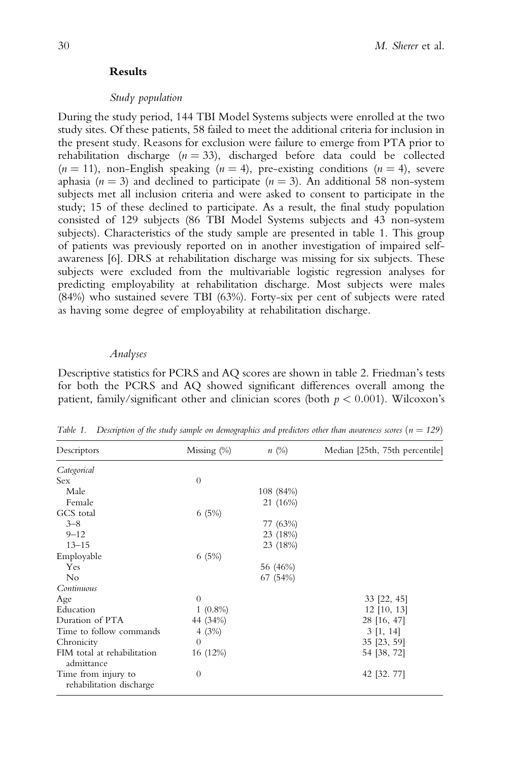## Results

### *Study population*

During the study period, 144 TBI Model Systems subjects were enrolled at the two study sites. Of these patients, 58 failed to meet the additional criteria for inclusion in the present study. Reasons for exclusion were failure to emerge from PTA prior to rehabilitation discharge ($n = 33$), discharged before data could be collected ($n = 11$), non-English speaking ($n = 4$), pre-existing conditions ($n = 4$), severe aphasia ($n = 3$) and declined to participate ($n = 3$). An additional 58 non-system subjects met all inclusion criteria and were asked to consent to participate in the study; 15 of these declined to participate. As a result, the final study population consisted of 129 subjects (86 TBI Model Systems subjects and 43 non-system subjects). Characteristics of the study sample are presented in table 1. This group of patients was previously reported on in another investigation of impaired self-awareness [6]. DRS at rehabilitation discharge was missing for six subjects. These subjects were excluded from the multivariable logistic regression analyses for predicting employability at rehabilitation discharge. Most subjects were males (84%) who sustained severe TBI (63%). Forty-six per cent of subjects were rated as having some degree of employability at rehabilitation discharge.

### *Analyses*

Descriptive statistics for PCRS and AQ scores are shown in table 2. Friedman's tests for both the PCRS and AQ showed significant differences overall among the patient, family/significant other and clinician scores (both $p < 0.001$). Wilcoxon's

*Table 1. Description of the study sample on demographics and predictors other than awareness scores ($n = 129$)*

| Descriptors | Missing (%) | *n* (%) | Median [25th, 75th percentile] |
|---|---|---|---|
| *Categorical* | | | |
| Sex | 0 | | |
| Male | | 108 (84%) | |
| Female | | 21 (16%) | |
| GCS total | 6 (5%) | | |
| 3–8 | | 77 (63%) | |
| 9–12 | | 23 (18%) | |
| 13–15 | | 23 (18%) | |
| Employable | 6 (5%) | | |
| Yes | | 56 (46%) | |
| No | | 67 (54%) | |
| *Continuous* | | | |
| Age | 0 | | 33 [22, 45] |
| Education | 1 (0.8%) | | 12 [10, 13] |
| Duration of PTA | 44 (34%) | | 28 [16, 47] |
| Time to follow commands | 4 (3%) | | 3 [1, 14] |
| Chronicity | 0 | | 35 [23, 59] |
| FIM total at rehabilitation admittance | 16 (12%) | | 54 [38, 72] |
| Time from injury to rehabilitation discharge | 0 | | 42 [32. 77] |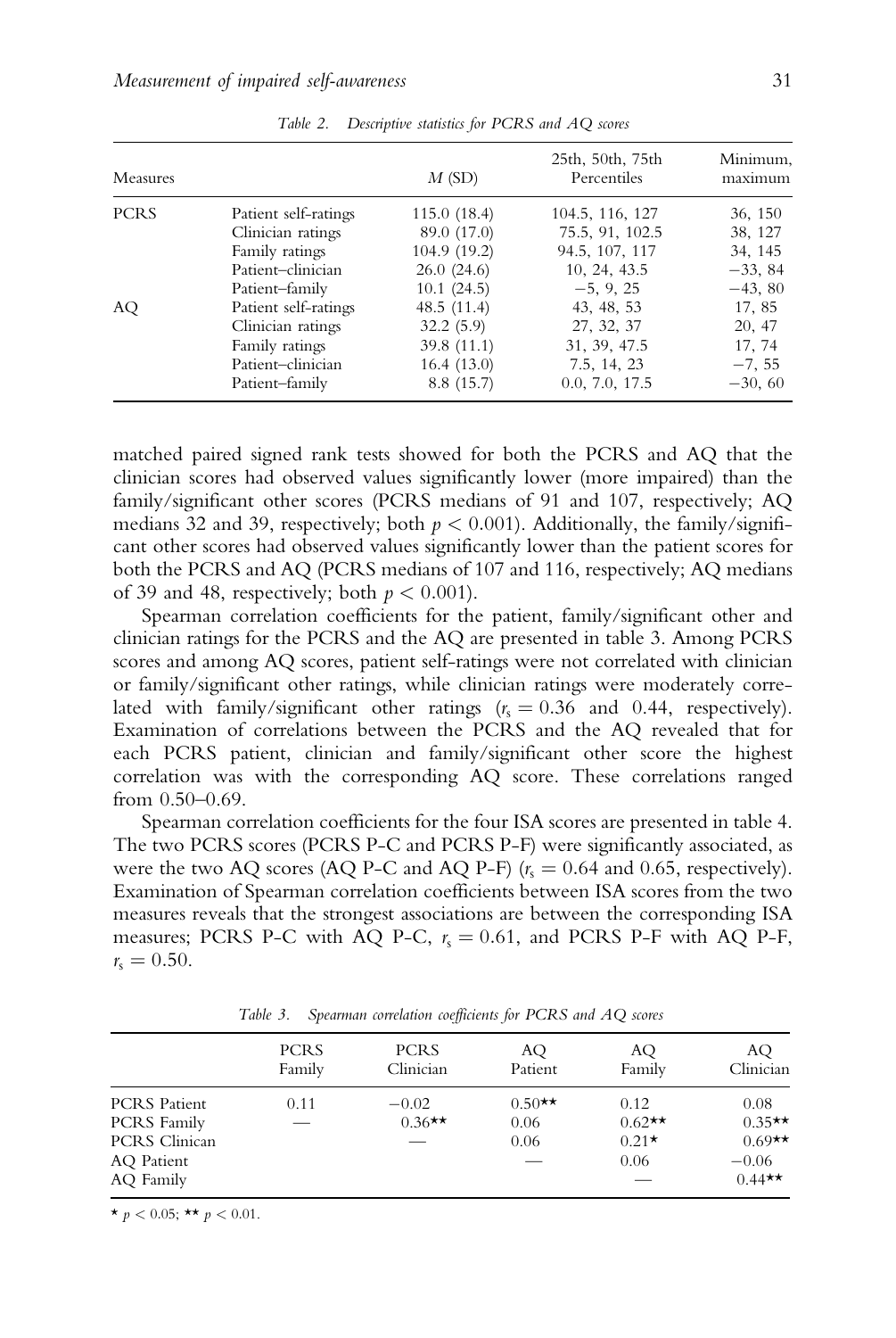Table 2. Descriptive statistics for PCRS and AQ scores

| Measures | | M (SD) | 25th, 50th, 75th Percentiles | Minimum, maximum |
|---|---|---|---|---|
| PCRS | Patient self-ratings | 115.0 (18.4) | 104.5, 116, 127 | 36, 150 |
| | Clinician ratings | 89.0 (17.0) | 75.5, 91, 102.5 | 38, 127 |
| | Family ratings | 104.9 (19.2) | 94.5, 107, 117 | 34, 145 |
| | Patient–clinician | 26.0 (24.6) | 10, 24, 43.5 | −33, 84 |
| | Patient–family | 10.1 (24.5) | −5, 9, 25 | −43, 80 |
| AQ | Patient self-ratings | 48.5 (11.4) | 43, 48, 53 | 17, 85 |
| | Clinician ratings | 32.2 (5.9) | 27, 32, 37 | 20, 47 |
| | Family ratings | 39.8 (11.1) | 31, 39, 47.5 | 17, 74 |
| | Patient–clinician | 16.4 (13.0) | 7.5, 14, 23 | −7, 55 |
| | Patient–family | 8.8 (15.7) | 0.0, 7.0, 17.5 | −30, 60 |

matched paired signed rank tests showed for both the PCRS and AQ that the clinician scores had observed values significantly lower (more impaired) than the family/significant other scores (PCRS medians of 91 and 107, respectively; AQ medians 32 and 39, respectively; both $p < 0.001$). Additionally, the family/significant other scores had observed values significantly lower than the patient scores for both the PCRS and AQ (PCRS medians of 107 and 116, respectively; AQ medians of 39 and 48, respectively; both $p < 0.001$).

Spearman correlation coefficients for the patient, family/significant other and clinician ratings for the PCRS and the AQ are presented in table 3. Among PCRS scores and among AQ scores, patient self-ratings were not correlated with clinician or family/significant other ratings, while clinician ratings were moderately correlated with family/significant other ratings ($r_s = 0.36$ and 0.44, respectively). Examination of correlations between the PCRS and the AQ revealed that for each PCRS patient, clinician and family/significant other score the highest correlation was with the corresponding AQ score. These correlations ranged from 0.50–0.69.

Spearman correlation coefficients for the four ISA scores are presented in table 4. The two PCRS scores (PCRS P-C and PCRS P-F) were significantly associated, as were the two AQ scores (AQ P-C and AQ P-F) ($r_s = 0.64$ and 0.65, respectively). Examination of Spearman correlation coefficients between ISA scores from the two measures reveals that the strongest associations are between the corresponding ISA measures; PCRS P-C with AQ P-C, $r_s = 0.61$, and PCRS P-F with AQ P-F, $r_s = 0.50$.

Table 3. Spearman correlation coefficients for PCRS and AQ scores

| | PCRS Family | PCRS Clinician | AQ Patient | AQ Family | AQ Clinician |
|---|---|---|---|---|---|
| PCRS Patient | 0.11 | −0.02 | 0.50** | 0.12 | 0.08 |
| PCRS Family | — | 0.36** | 0.06 | 0.62** | 0.35** |
| PCRS Clinican | | — | 0.06 | 0.21* | 0.69** |
| AQ Patient | | | — | 0.06 | −0.06 |
| AQ Family | | | | — | 0.44** |

* $p < 0.05$; ** $p < 0.01$.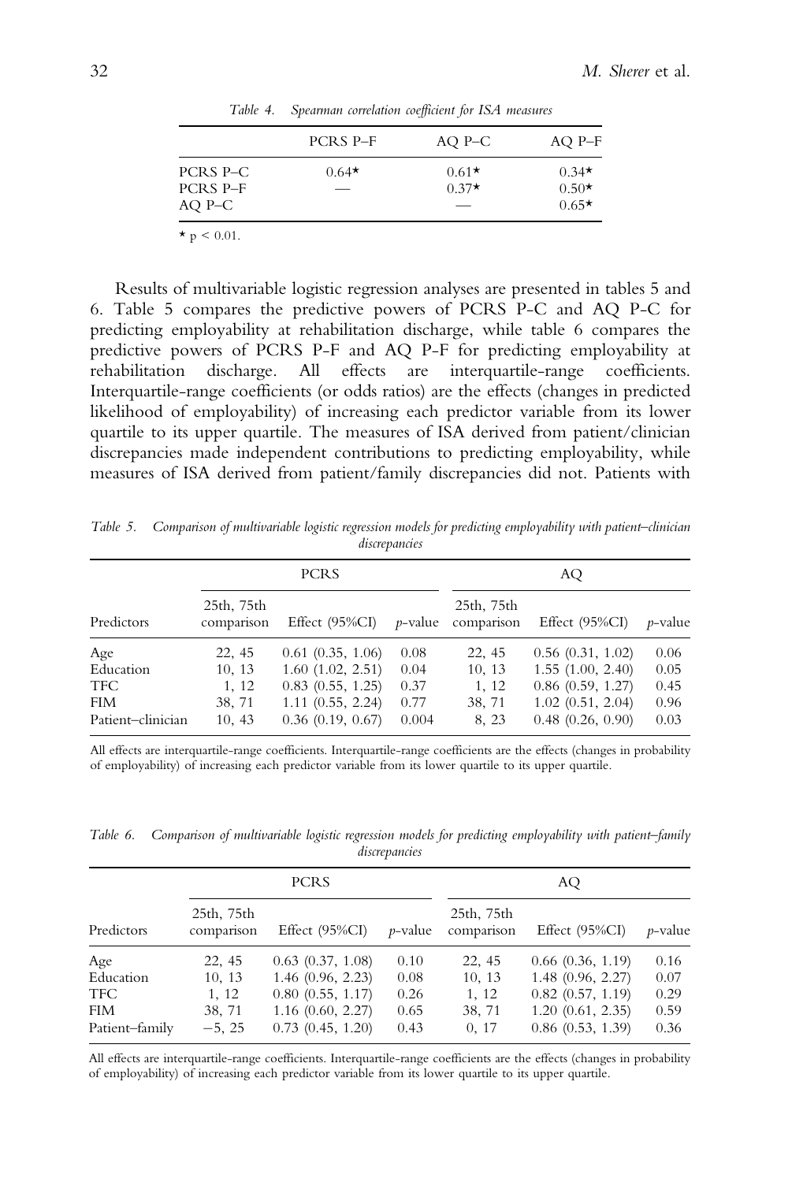*Table 4. Spearman correlation coefficient for ISA measures*

| | PCRS P–F | AQ P–C | AQ P–F |
|---|---|---|---|
| PCRS P–C | 0.64* | 0.61* | 0.34* |
| PCRS P–F | — | 0.37* | 0.50* |
| AQ P–C | | — | 0.65* |

* $p < 0.01$.

Results of multivariable logistic regression analyses are presented in tables 5 and 6. Table 5 compares the predictive powers of PCRS P-C and AQ P-C for predicting employability at rehabilitation discharge, while table 6 compares the predictive powers of PCRS P-F and AQ P-F for predicting employability at rehabilitation discharge. All effects are interquartile-range coefficients. Interquartile-range coefficients (or odds ratios) are the effects (changes in predicted likelihood of employability) of increasing each predictor variable from its lower quartile to its upper quartile. The measures of ISA derived from patient/clinician discrepancies made independent contributions to predicting employability, while measures of ISA derived from patient/family discrepancies did not. Patients with

*Table 5. Comparison of multivariable logistic regression models for predicting employability with patient–clinician discrepancies*

| | PCRS | | | AQ | | |
|---|---|---|---|---|---|---|
| Predictors | 25th, 75th comparison | Effect (95%CI) | *p*-value | 25th, 75th comparison | Effect (95%CI) | *p*-value |
| Age | 22, 45 | 0.61 (0.35, 1.06) | 0.08 | 22, 45 | 0.56 (0.31, 1.02) | 0.06 |
| Education | 10, 13 | 1.60 (1.02, 2.51) | 0.04 | 10, 13 | 1.55 (1.00, 2.40) | 0.05 |
| TFC | 1, 12 | 0.83 (0.55, 1.25) | 0.37 | 1, 12 | 0.86 (0.59, 1.27) | 0.45 |
| FIM | 38, 71 | 1.11 (0.55, 2.24) | 0.77 | 38, 71 | 1.02 (0.51, 2.04) | 0.96 |
| Patient–clinician | 10, 43 | 0.36 (0.19, 0.67) | 0.004 | 8, 23 | 0.48 (0.26, 0.90) | 0.03 |

All effects are interquartile-range coefficients. Interquartile-range coefficients are the effects (changes in probability of employability) of increasing each predictor variable from its lower quartile to its upper quartile.

*Table 6. Comparison of multivariable logistic regression models for predicting employability with patient–family discrepancies*

| | PCRS | | | AQ | | |
|---|---|---|---|---|---|---|
| Predictors | 25th, 75th comparison | Effect (95%CI) | *p*-value | 25th, 75th comparison | Effect (95%CI) | *p*-value |
| Age | 22, 45 | 0.63 (0.37, 1.08) | 0.10 | 22, 45 | 0.66 (0.36, 1.19) | 0.16 |
| Education | 10, 13 | 1.46 (0.96, 2.23) | 0.08 | 10, 13 | 1.48 (0.96, 2.27) | 0.07 |
| TFC | 1, 12 | 0.80 (0.55, 1.17) | 0.26 | 1, 12 | 0.82 (0.57, 1.19) | 0.29 |
| FIM | 38, 71 | 1.16 (0.60, 2.27) | 0.65 | 38, 71 | 1.20 (0.61, 2.35) | 0.59 |
| Patient–family | −5, 25 | 0.73 (0.45, 1.20) | 0.43 | 0, 17 | 0.86 (0.53, 1.39) | 0.36 |

All effects are interquartile-range coefficients. Interquartile-range coefficients are the effects (changes in probability of employability) of increasing each predictor variable from its lower quartile to its upper quartile.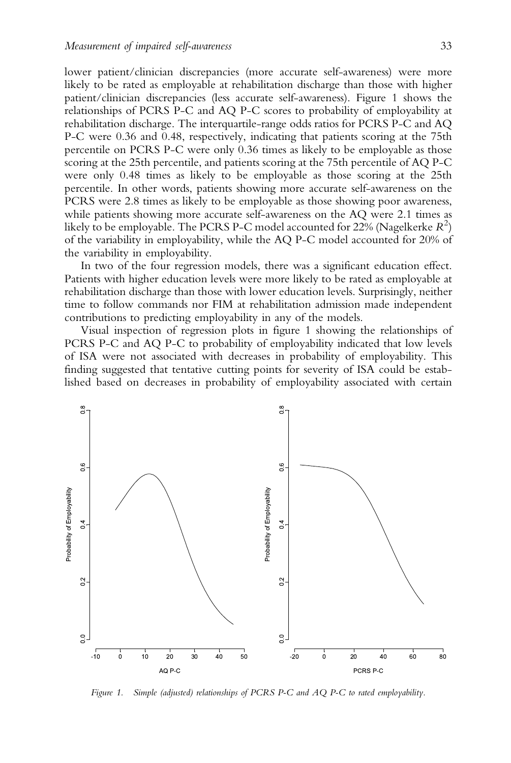lower patient/clinician discrepancies (more accurate self-awareness) were more likely to be rated as employable at rehabilitation discharge than those with higher patient/clinician discrepancies (less accurate self-awareness). Figure 1 shows the relationships of PCRS P-C and AQ P-C scores to probability of employability at rehabilitation discharge. The interquartile-range odds ratios for PCRS P-C and AQ P-C were 0.36 and 0.48, respectively, indicating that patients scoring at the 75th percentile on PCRS P-C were only 0.36 times as likely to be employable as those scoring at the 25th percentile, and patients scoring at the 75th percentile of AQ P-C were only 0.48 times as likely to be employable as those scoring at the 25th percentile. In other words, patients showing more accurate self-awareness on the PCRS were 2.8 times as likely to be employable as those showing poor awareness, while patients showing more accurate self-awareness on the AQ were 2.1 times as likely to be employable. The PCRS P-C model accounted for 22% (Nagelkerke $R^2$) of the variability in employability, while the AQ P-C model accounted for 20% of the variability in employability.

In two of the four regression models, there was a significant education effect. Patients with higher education levels were more likely to be rated as employable at rehabilitation discharge than those with lower education levels. Surprisingly, neither time to follow commands nor FIM at rehabilitation admission made independent contributions to predicting employability in any of the models.

Visual inspection of regression plots in figure 1 showing the relationships of PCRS P-C and AQ P-C to probability of employability indicated that low levels of ISA were not associated with decreases in probability of employability. This finding suggested that tentative cutting points for severity of ISA could be established based on decreases in probability of employability associated with certain

Probability of Employability
0.0
0.2
0.4
0.6
0.8
-10
0
10
20
30
40
50
AQ P-C

Probability of Employability
0.0
0.2
0.4
0.6
0.8
-20
0
20
40
60
80
PCRS P-C

*Figure 1. Simple (adjusted) relationships of PCRS P-C and AQ P-C to rated employability.*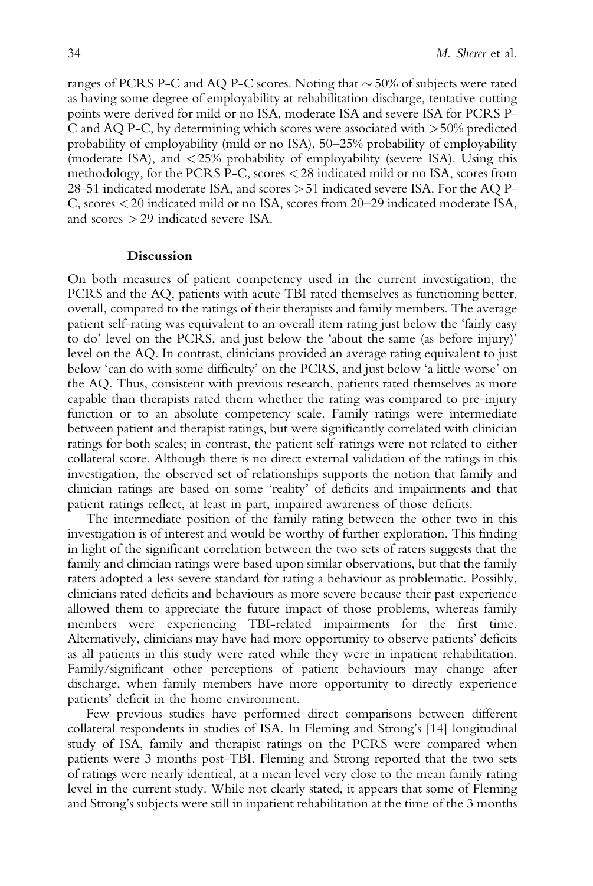ranges of PCRS P-C and AQ P-C scores. Noting that $\sim 50\%$ of subjects were rated as having some degree of employability at rehabilitation discharge, tentative cutting points were derived for mild or no ISA, moderate ISA and severe ISA for PCRS P-C and AQ P-C, by determining which scores were associated with $> 50\%$ predicted probability of employability (mild or no ISA), 50–25% probability of employability (moderate ISA), and $< 25\%$ probability of employability (severe ISA). Using this methodology, for the PCRS P-C, scores $< 28$ indicated mild or no ISA, scores from 28-51 indicated moderate ISA, and scores $> 51$ indicated severe ISA. For the AQ P-C, scores $< 20$ indicated mild or no ISA, scores from 20–29 indicated moderate ISA, and scores $> 29$ indicated severe ISA.

## Discussion

On both measures of patient competency used in the current investigation, the PCRS and the AQ, patients with acute TBI rated themselves as functioning better, overall, compared to the ratings of their therapists and family members. The average patient self-rating was equivalent to an overall item rating just below the 'fairly easy to do' level on the PCRS, and just below the 'about the same (as before injury)' level on the AQ. In contrast, clinicians provided an average rating equivalent to just below 'can do with some difficulty' on the PCRS, and just below 'a little worse' on the AQ. Thus, consistent with previous research, patients rated themselves as more capable than therapists rated them whether the rating was compared to pre-injury function or to an absolute competency scale. Family ratings were intermediate between patient and therapist ratings, but were significantly correlated with clinician ratings for both scales; in contrast, the patient self-ratings were not related to either collateral score. Although there is no direct external validation of the ratings in this investigation, the observed set of relationships supports the notion that family and clinician ratings are based on some 'reality' of deficits and impairments and that patient ratings reflect, at least in part, impaired awareness of those deficits.

The intermediate position of the family rating between the other two in this investigation is of interest and would be worthy of further exploration. This finding in light of the significant correlation between the two sets of raters suggests that the family and clinician ratings were based upon similar observations, but that the family raters adopted a less severe standard for rating a behaviour as problematic. Possibly, clinicians rated deficits and behaviours as more severe because their past experience allowed them to appreciate the future impact of those problems, whereas family members were experiencing TBI-related impairments for the first time. Alternatively, clinicians may have had more opportunity to observe patients' deficits as all patients in this study were rated while they were in inpatient rehabilitation. Family/significant other perceptions of patient behaviours may change after discharge, when family members have more opportunity to directly experience patients' deficit in the home environment.

Few previous studies have performed direct comparisons between different collateral respondents in studies of ISA. In Fleming and Strong's [14] longitudinal study of ISA, family and therapist ratings on the PCRS were compared when patients were 3 months post-TBI. Fleming and Strong reported that the two sets of ratings were nearly identical, at a mean level very close to the mean family rating level in the current study. While not clearly stated, it appears that some of Fleming and Strong's subjects were still in inpatient rehabilitation at the time of the 3 months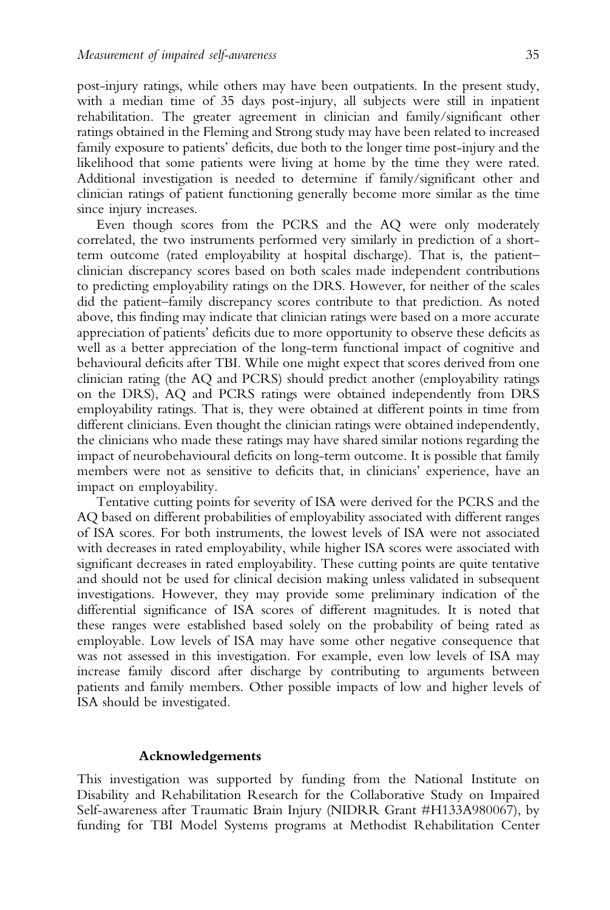post-injury ratings, while others may have been outpatients. In the present study, with a median time of 35 days post-injury, all subjects were still in inpatient rehabilitation. The greater agreement in clinician and family/significant other ratings obtained in the Fleming and Strong study may have been related to increased family exposure to patients' deficits, due both to the longer time post-injury and the likelihood that some patients were living at home by the time they were rated. Additional investigation is needed to determine if family/significant other and clinician ratings of patient functioning generally become more similar as the time since injury increases.

Even though scores from the PCRS and the AQ were only moderately correlated, the two instruments performed very similarly in prediction of a short-term outcome (rated employability at hospital discharge). That is, the patient–clinician discrepancy scores based on both scales made independent contributions to predicting employability ratings on the DRS. However, for neither of the scales did the patient–family discrepancy scores contribute to that prediction. As noted above, this finding may indicate that clinician ratings were based on a more accurate appreciation of patients' deficits due to more opportunity to observe these deficits as well as a better appreciation of the long-term functional impact of cognitive and behavioural deficits after TBI. While one might expect that scores derived from one clinician rating (the AQ and PCRS) should predict another (employability ratings on the DRS), AQ and PCRS ratings were obtained independently from DRS employability ratings. That is, they were obtained at different points in time from different clinicians. Even thought the clinician ratings were obtained independently, the clinicians who made these ratings may have shared similar notions regarding the impact of neurobehavioural deficits on long-term outcome. It is possible that family members were not as sensitive to deficits that, in clinicians' experience, have an impact on employability.

Tentative cutting points for severity of ISA were derived for the PCRS and the AQ based on different probabilities of employability associated with different ranges of ISA scores. For both instruments, the lowest levels of ISA were not associated with decreases in rated employability, while higher ISA scores were associated with significant decreases in rated employability. These cutting points are quite tentative and should not be used for clinical decision making unless validated in subsequent investigations. However, they may provide some preliminary indication of the differential significance of ISA scores of different magnitudes. It is noted that these ranges were established based solely on the probability of being rated as employable. Low levels of ISA may have some other negative consequence that was not assessed in this investigation. For example, even low levels of ISA may increase family discord after discharge by contributing to arguments between patients and family members. Other possible impacts of low and higher levels of ISA should be investigated.

### Acknowledgements

This investigation was supported by funding from the National Institute on Disability and Rehabilitation Research for the Collaborative Study on Impaired Self-awareness after Traumatic Brain Injury (NIDRR Grant #H133A980067), by funding for TBI Model Systems programs at Methodist Rehabilitation Center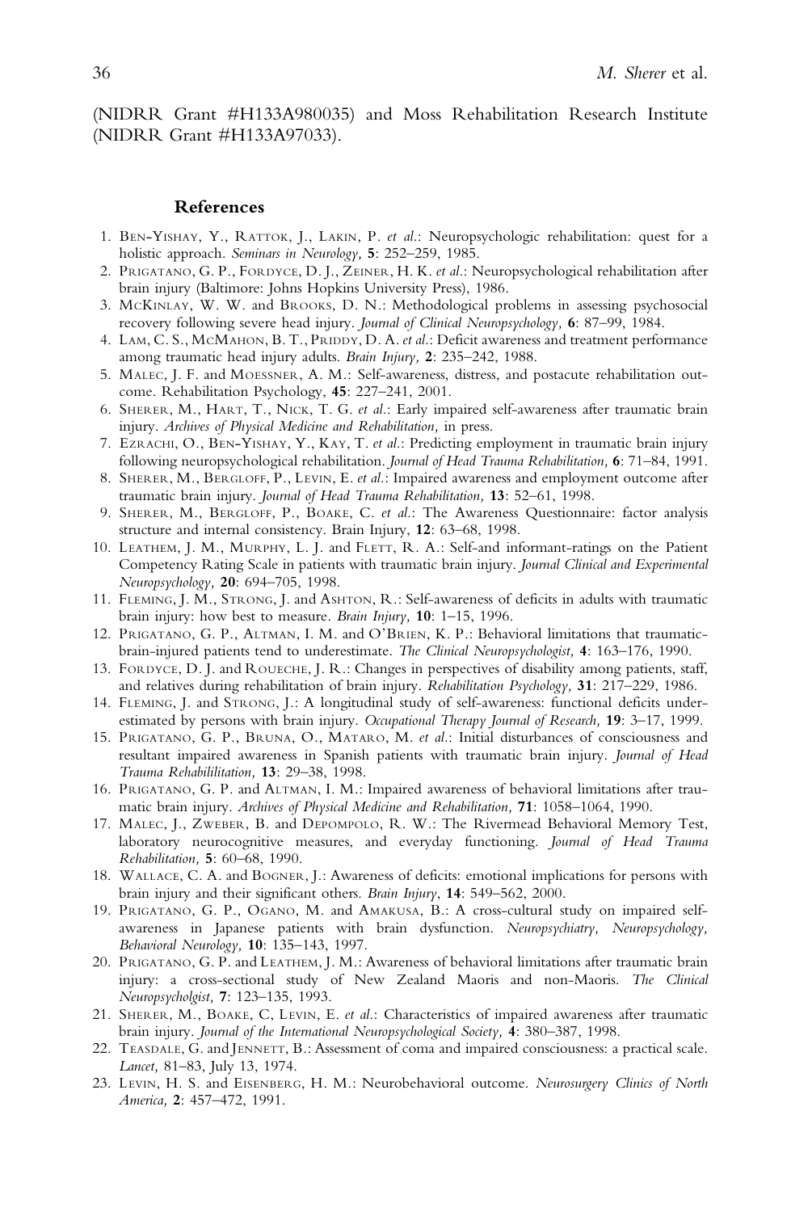(NIDRR Grant #H133A980035) and Moss Rehabilitation Research Institute (NIDRR Grant #H133A97033).

## References

1. Ben-Yishay, Y., Rattok, J., Lakin, P. *et al.*: Neuropsychologic rehabilitation: quest for a holistic approach. *Seminars in Neurology,* **5**: 252–259, 1985.
2. Prigatano, G. P., Fordyce, D. J., Zeiner, H. K. *et al.*: Neuropsychological rehabilitation after brain injury (Baltimore: Johns Hopkins University Press), 1986.
3. McKinlay, W. W. and Brooks, D. N.: Methodological problems in assessing psychosocial recovery following severe head injury. *Journal of Clinical Neuropsychology,* **6**: 87–99, 1984.
4. Lam, C. S., McMahon, B. T., Priddy, D. A. *et al.*: Deficit awareness and treatment performance among traumatic head injury adults. *Brain Injury,* **2**: 235–242, 1988.
5. Malec, J. F. and Moessner, A. M.: Self-awareness, distress, and postacute rehabilitation outcome. Rehabilitation Psychology, **45**: 227–241, 2001.
6. Sherer, M., Hart, T., Nick, T. G. *et al.*: Early impaired self-awareness after traumatic brain injury. *Archives of Physical Medicine and Rehabilitation,* in press.
7. Ezrachi, O., Ben-Yishay, Y., Kay, T. *et al.*: Predicting employment in traumatic brain injury following neuropsychological rehabilitation. *Journal of Head Trauma Rehabilitation,* **6**: 71–84, 1991.
8. Sherer, M., Bergloff, P., Levin, E. *et al.*: Impaired awareness and employment outcome after traumatic brain injury. *Journal of Head Trauma Rehabilitation,* **13**: 52–61, 1998.
9. Sherer, M., Bergloff, P., Boake, C. *et al.*: The Awareness Questionnaire: factor analysis structure and internal consistency. Brain Injury, **12**: 63–68, 1998.
10. Leathem, J. M., Murphy, L. J. and Flett, R. A.: Self-and informant-ratings on the Patient Competency Rating Scale in patients with traumatic brain injury. *Journal Clinical and Experimental Neuropsychology,* **20**: 694–705, 1998.
11. Fleming, J. M., Strong, J. and Ashton, R.: Self-awareness of deficits in adults with traumatic brain injury: how best to measure. *Brain Injury,* **10**: 1–15, 1996.
12. Prigatano, G. P., Altman, I. M. and O'Brien, K. P.: Behavioral limitations that traumatic-brain-injured patients tend to underestimate. *The Clinical Neuropsychologist,* **4**: 163–176, 1990.
13. Fordyce, D. J. and Roueche, J. R.: Changes in perspectives of disability among patients, staff, and relatives during rehabilitation of brain injury. *Rehabilitation Psychology,* **31**: 217–229, 1986.
14. Fleming, J. and Strong, J.: A longitudinal study of self-awareness: functional deficits underestimated by persons with brain injury. *Occupational Therapy Journal of Research,* **19**: 3–17, 1999.
15. Prigatano, G. P., Bruna, O., Mataro, M. *et al.*: Initial disturbances of consciousness and resultant impaired awareness in Spanish patients with traumatic brain injury. *Journal of Head Trauma Rehabililitation,* **13**: 29–38, 1998.
16. Prigatano, G. P. and Altman, I. M.: Impaired awareness of behavioral limitations after traumatic brain injury. *Archives of Physical Medicine and Rehabilitation,* **71**: 1058–1064, 1990.
17. Malec, J., Zweber, B. and Depompolo, R. W.: The Rivermead Behavioral Memory Test, laboratory neurocognitive measures, and everyday functioning. *Journal of Head Trauma Rehabilitation,* **5**: 60–68, 1990.
18. Wallace, C. A. and Bogner, J.: Awareness of deficits: emotional implications for persons with brain injury and their significant others. *Brain Injury*, **14**: 549–562, 2000.
19. Prigatano, G. P., Ogano, M. and Amakusa, B.: A cross-cultural study on impaired self-awareness in Japanese patients with brain dysfunction. *Neuropsychiatry, Neuropsychology, Behavioral Neurology,* **10**: 135–143, 1997.
20. Prigatano, G. P. and Leathem, J. M.: Awareness of behavioral limitations after traumatic brain injury: a cross-sectional study of New Zealand Maoris and non-Maoris. *The Clinical Neuropsycholgist,* **7**: 123–135, 1993.
21. Sherer, M., Boake, C, Levin, E. *et al.*: Characteristics of impaired awareness after traumatic brain injury. *Journal of the International Neuropsychological Society,* **4**: 380–387, 1998.
22. Teasdale, G. and Jennett, B.: Assessment of coma and impaired consciousness: a practical scale. *Lancet,* 81–83, July 13, 1974.
23. Levin, H. S. and Eisenberg, H. M.: Neurobehavioral outcome. *Neurosurgery Clinics of North America,* **2**: 457–472, 1991.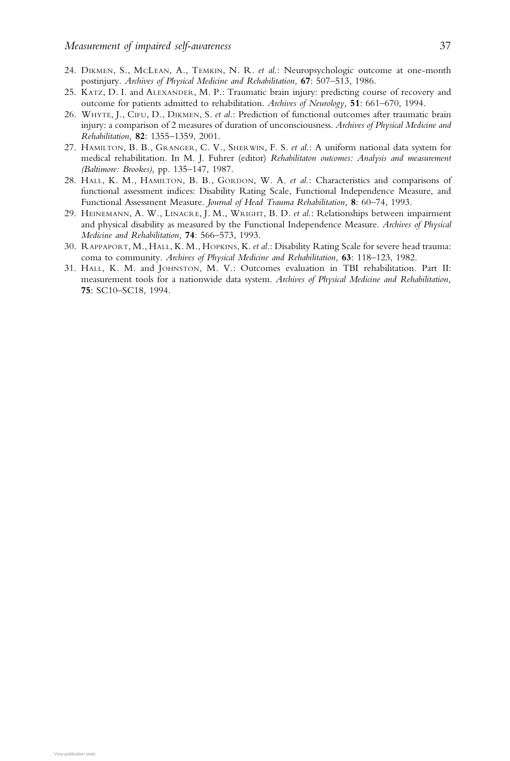24. Dikmen, S., McLean, A., Temkin, N. R. *et al.*: Neuropsychologic outcome at one-month postinjury. *Archives of Physical Medicine and Rehabilitation,* **67**: 507–513, 1986.
25. Katz, D. I. and Alexander, M. P.: Traumatic brain injury: predicting course of recovery and outcome for patients admitted to rehabilitation. *Archives of Neurology,* **51**: 661–670, 1994.
26. Whyte, J., Cifu, D., Dikmen, S. *et al.*: Prediction of functional outcomes after traumatic brain injury: a comparison of 2 measures of duration of unconsciousness. *Archives of Physical Medicine and Rehabilitation,* **82**: 1355–1359, 2001.
27. Hamilton, B. B., Granger, C. V., Sherwin, F. S. *et al.*: A uniform national data system for medical rehabilitation. In M. J. Fuhrer (editor) *Rehabilitaton outcomes: Analysis and measurement (Baltimore: Brookes),* pp. 135–147, 1987.
28. Hall, K. M., Hamilton, B. B., Gordon, W. A. *et al.*: Characteristics and comparisons of functional assessment indices: Disability Rating Scale, Functional Independence Measure, and Functional Assessment Measure. *Journal of Head Trauma Rehabilitation,* **8**: 60–74, 1993.
29. Heinemann, A. W., Linacre, J. M., Wright, B. D. *et al.*: Relationships between impairment and physical disability as measured by the Functional Independence Measure. *Archives of Physical Medicine and Rehabilitation,* **74**: 566–573, 1993.
30. Rappaport, M., Hall, K. M., Hopkins, K. *et al.*: Disability Rating Scale for severe head trauma: coma to community. *Archives of Physical Medicine and Rehabilitation,* **63**: 118–123, 1982.
31. Hall, K. M. and Johnston, M. V.: Outcomes evaluation in TBI rehabilitation. Part II: measurement tools for a nationwide data system. *Archives of Physical Medicine and Rehabilitation,* **75**: SC10–SC18, 1994.